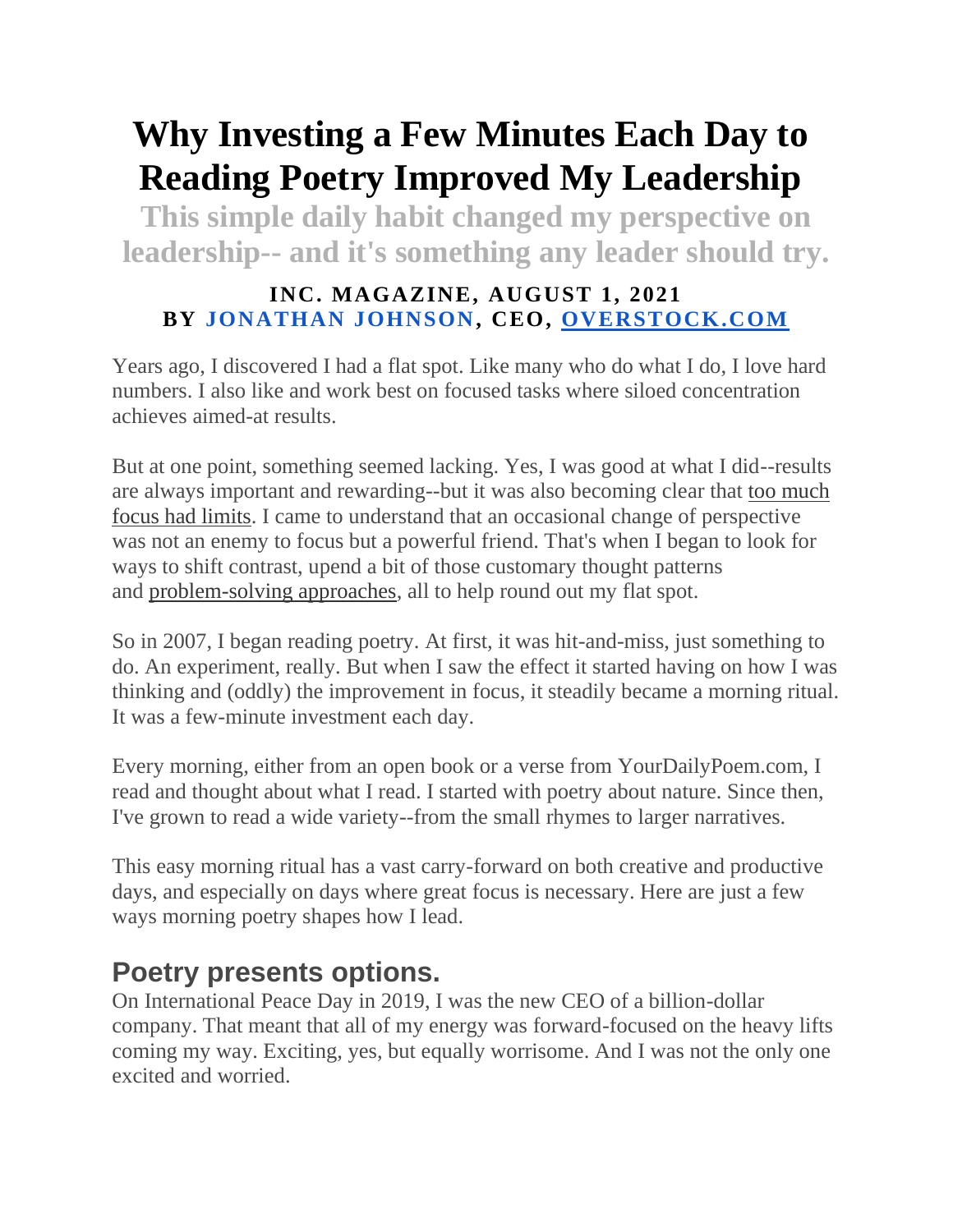# Why Investing a Few Minutes Each Day to Reading Poetry Improved My Leadership

## This simple daily habit changed my perspective on leadership-- and it's something any leader should try.

**INC. MAGAZINE, AUGUST 1, 2021**
**BY JONATHAN JOHNSON, CEO, OVERSTOCK.COM**

Years ago, I discovered I had a flat spot. Like many who do what I do, I love hard numbers. I also like and work best on focused tasks where siloed concentration achieves aimed-at results.

But at one point, something seemed lacking. Yes, I was good at what I did--results are always important and rewarding--but it was also becoming clear that too much focus had limits. I came to understand that an occasional change of perspective was not an enemy to focus but a powerful friend. That's when I began to look for ways to shift contrast, upend a bit of those customary thought patterns and problem-solving approaches, all to help round out my flat spot.

So in 2007, I began reading poetry. At first, it was hit-and-miss, just something to do. An experiment, really. But when I saw the effect it started having on how I was thinking and (oddly) the improvement in focus, it steadily became a morning ritual. It was a few-minute investment each day.

Every morning, either from an open book or a verse from YourDailyPoem.com, I read and thought about what I read. I started with poetry about nature. Since then, I've grown to read a wide variety--from the small rhymes to larger narratives.

This easy morning ritual has a vast carry-forward on both creative and productive days, and especially on days where great focus is necessary. Here are just a few ways morning poetry shapes how I lead.

## Poetry presents options.

On International Peace Day in 2019, I was the new CEO of a billion-dollar company. That meant that all of my energy was forward-focused on the heavy lifts coming my way. Exciting, yes, but equally worrisome. And I was not the only one excited and worried.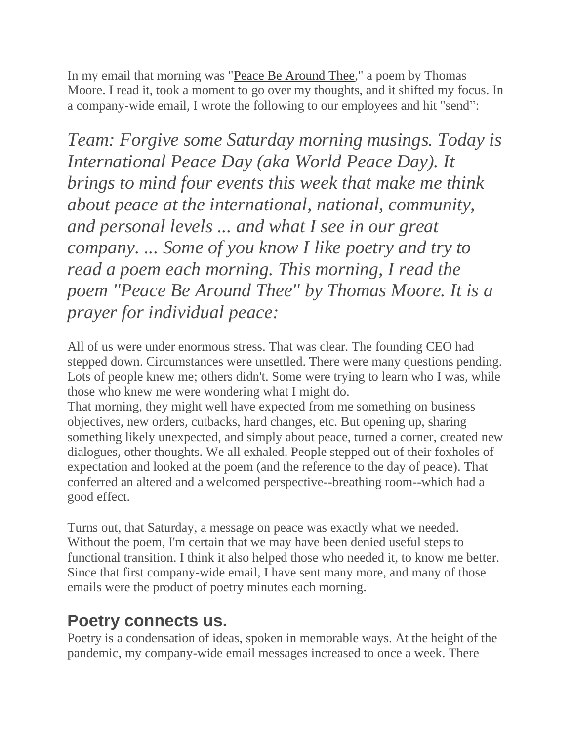In my email that morning was "[Peace Be Around Thee](#)," a poem by Thomas Moore. I read it, took a moment to go over my thoughts, and it shifted my focus. In a company-wide email, I wrote the following to our employees and hit "send":

*Team: Forgive some Saturday morning musings. Today is International Peace Day (aka World Peace Day). It brings to mind four events this week that make me think about peace at the international, national, community, and personal levels ... and what I see in our great company. ... Some of you know I like poetry and try to read a poem each morning. This morning, I read the poem "Peace Be Around Thee" by Thomas Moore. It is a prayer for individual peace:*

All of us were under enormous stress. That was clear. The founding CEO had stepped down. Circumstances were unsettled. There were many questions pending. Lots of people knew me; others didn't. Some were trying to learn who I was, while those who knew me were wondering what I might do.
That morning, they might well have expected from me something on business objectives, new orders, cutbacks, hard changes, etc. But opening up, sharing something likely unexpected, and simply about peace, turned a corner, created new dialogues, other thoughts. We all exhaled. People stepped out of their foxholes of expectation and looked at the poem (and the reference to the day of peace). That conferred an altered and a welcomed perspective--breathing room--which had a good effect.

Turns out, that Saturday, a message on peace was exactly what we needed. Without the poem, I'm certain that we may have been denied useful steps to functional transition. I think it also helped those who needed it, to know me better. Since that first company-wide email, I have sent many more, and many of those emails were the product of poetry minutes each morning.

## Poetry connects us.

Poetry is a condensation of ideas, spoken in memorable ways. At the height of the pandemic, my company-wide email messages increased to once a week. There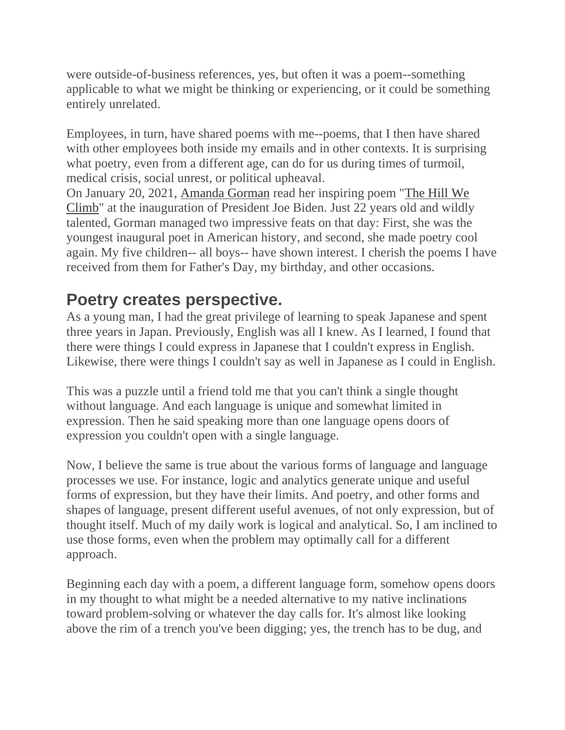were outside-of-business references, yes, but often it was a poem--something applicable to what we might be thinking or experiencing, or it could be something entirely unrelated.

Employees, in turn, have shared poems with me--poems, that I then have shared with other employees both inside my emails and in other contexts. It is surprising what poetry, even from a different age, can do for us during times of turmoil, medical crisis, social unrest, or political upheaval.
On January 20, 2021, Amanda Gorman read her inspiring poem "The Hill We Climb" at the inauguration of President Joe Biden. Just 22 years old and wildly talented, Gorman managed two impressive feats on that day: First, she was the youngest inaugural poet in American history, and second, she made poetry cool again. My five children-- all boys-- have shown interest. I cherish the poems I have received from them for Father's Day, my birthday, and other occasions.

## Poetry creates perspective.

As a young man, I had the great privilege of learning to speak Japanese and spent three years in Japan. Previously, English was all I knew. As I learned, I found that there were things I could express in Japanese that I couldn't express in English. Likewise, there were things I couldn't say as well in Japanese as I could in English.

This was a puzzle until a friend told me that you can't think a single thought without language. And each language is unique and somewhat limited in expression. Then he said speaking more than one language opens doors of expression you couldn't open with a single language.

Now, I believe the same is true about the various forms of language and language processes we use. For instance, logic and analytics generate unique and useful forms of expression, but they have their limits. And poetry, and other forms and shapes of language, present different useful avenues, of not only expression, but of thought itself. Much of my daily work is logical and analytical. So, I am inclined to use those forms, even when the problem may optimally call for a different approach.

Beginning each day with a poem, a different language form, somehow opens doors in my thought to what might be a needed alternative to my native inclinations toward problem-solving or whatever the day calls for. It's almost like looking above the rim of a trench you've been digging; yes, the trench has to be dug, and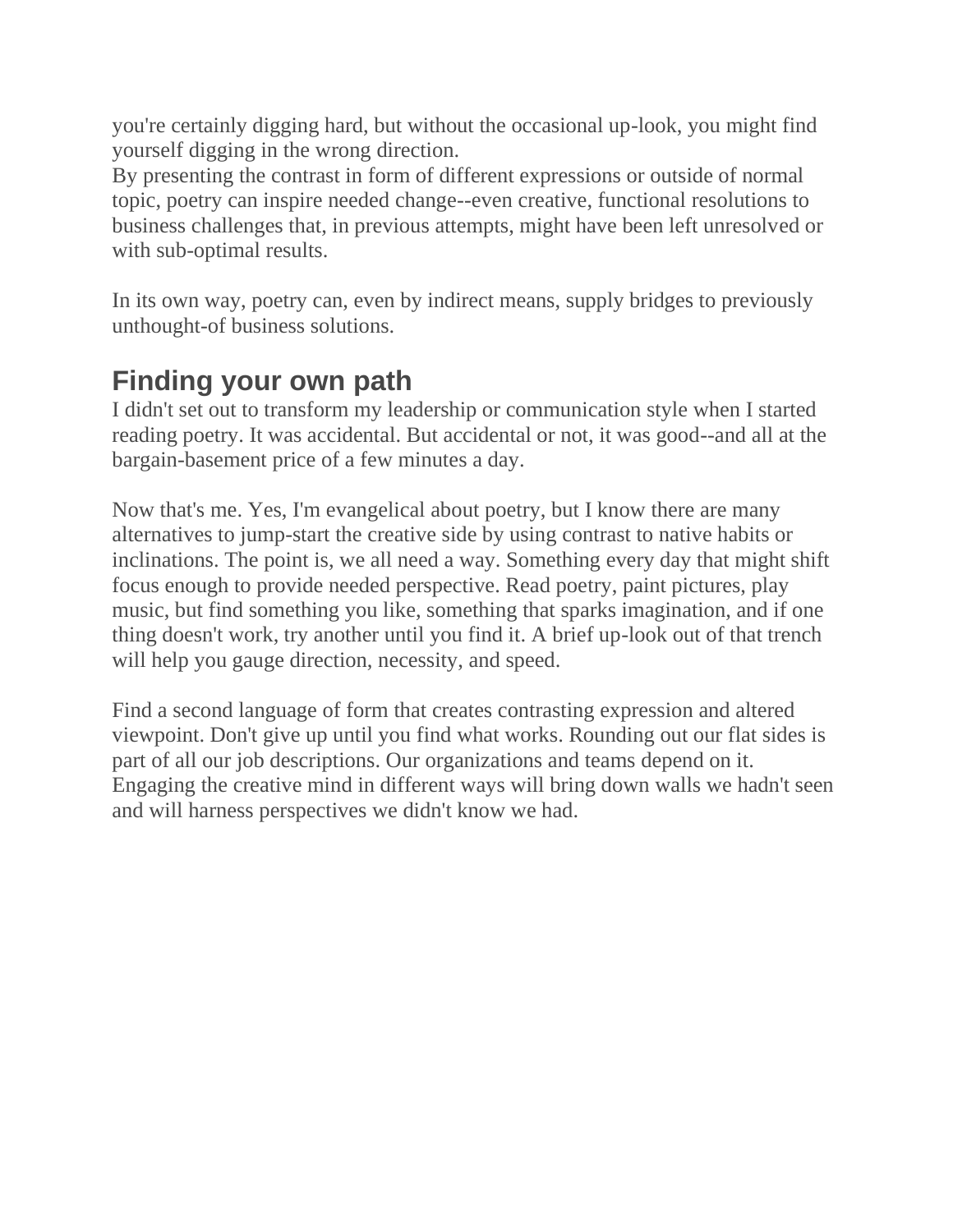you're certainly digging hard, but without the occasional up-look, you might find yourself digging in the wrong direction.
By presenting the contrast in form of different expressions or outside of normal topic, poetry can inspire needed change--even creative, functional resolutions to business challenges that, in previous attempts, might have been left unresolved or with sub-optimal results.

In its own way, poetry can, even by indirect means, supply bridges to previously unthought-of business solutions.

## Finding your own path

I didn't set out to transform my leadership or communication style when I started reading poetry. It was accidental. But accidental or not, it was good--and all at the bargain-basement price of a few minutes a day.

Now that's me. Yes, I'm evangelical about poetry, but I know there are many alternatives to jump-start the creative side by using contrast to native habits or inclinations. The point is, we all need a way. Something every day that might shift focus enough to provide needed perspective. Read poetry, paint pictures, play music, but find something you like, something that sparks imagination, and if one thing doesn't work, try another until you find it. A brief up-look out of that trench will help you gauge direction, necessity, and speed.

Find a second language of form that creates contrasting expression and altered viewpoint. Don't give up until you find what works. Rounding out our flat sides is part of all our job descriptions. Our organizations and teams depend on it. Engaging the creative mind in different ways will bring down walls we hadn't seen and will harness perspectives we didn't know we had.